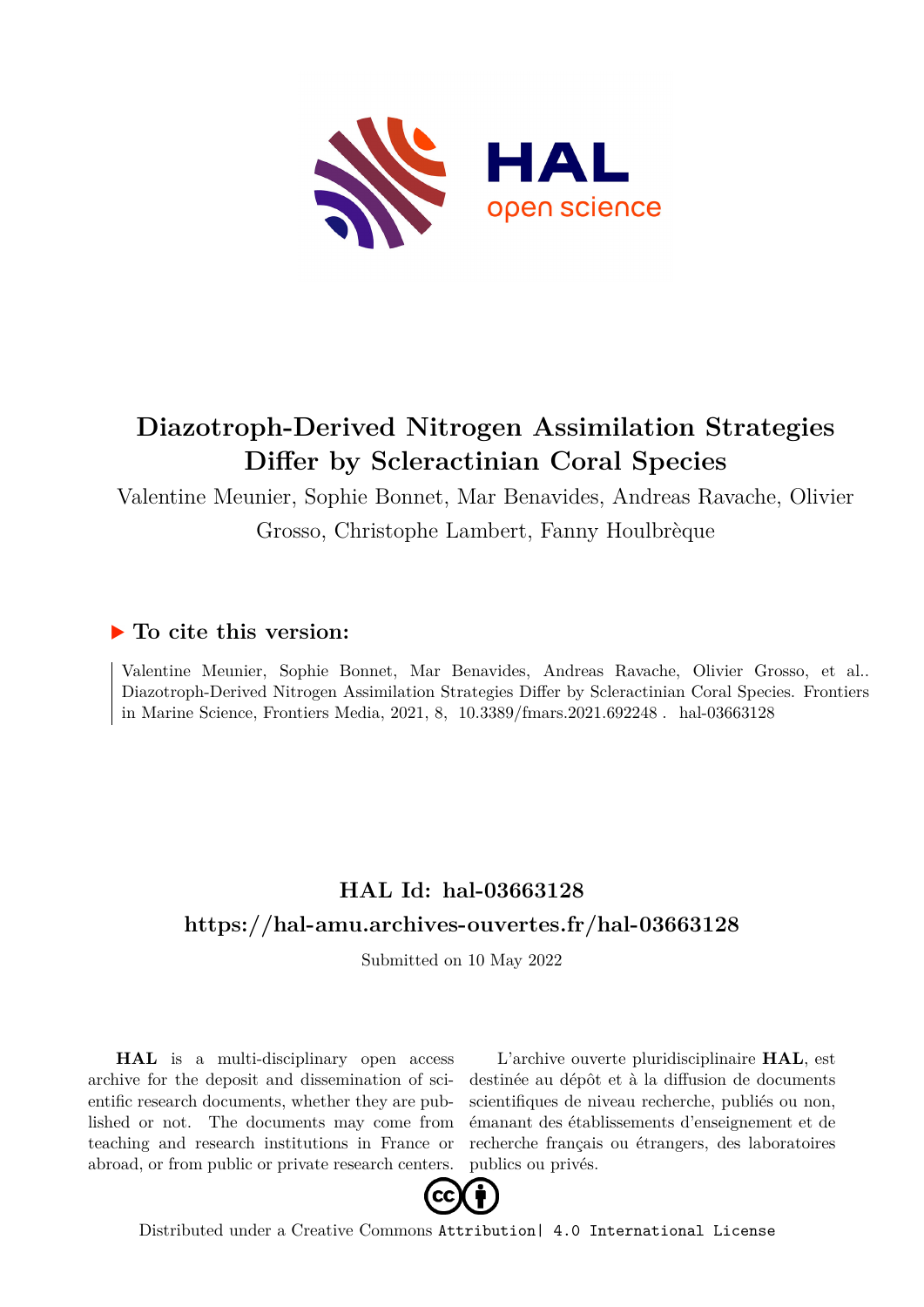# Diazotroph-Derived Nitrogen Assimilation Strategies Differ by Scleractinian Coral Species

Valentine Meunier, Sophie Bonnet, Mar Benavides, Andreas Ravache, Olivier Grosso, Christophe Lambert, Fanny Houlbrèque

## ▶ To cite this version:

Valentine Meunier, Sophie Bonnet, Mar Benavides, Andreas Ravache, Olivier Grosso, et al.. Diazotroph-Derived Nitrogen Assimilation Strategies Differ by Scleractinian Coral Species. Frontiers in Marine Science, Frontiers Media, 2021, 8, 10.3389/fmars.2021.692248 . hal-03663128

## HAL Id: hal-03663128

## https://hal-amu.archives-ouvertes.fr/hal-03663128

Submitted on 10 May 2022

**HAL** is a multi-disciplinary open access archive for the deposit and dissemination of scientific research documents, whether they are published or not. The documents may come from teaching and research institutions in France or abroad, or from public or private research centers.

L'archive ouverte pluridisciplinaire **HAL**, est destinée au dépôt et à la diffusion de documents scientifiques de niveau recherche, publiés ou non, émanant des établissements d'enseignement et de recherche français ou étrangers, des laboratoires publics ou privés.

Distributed under a Creative Commons Attribution| 4.0 International License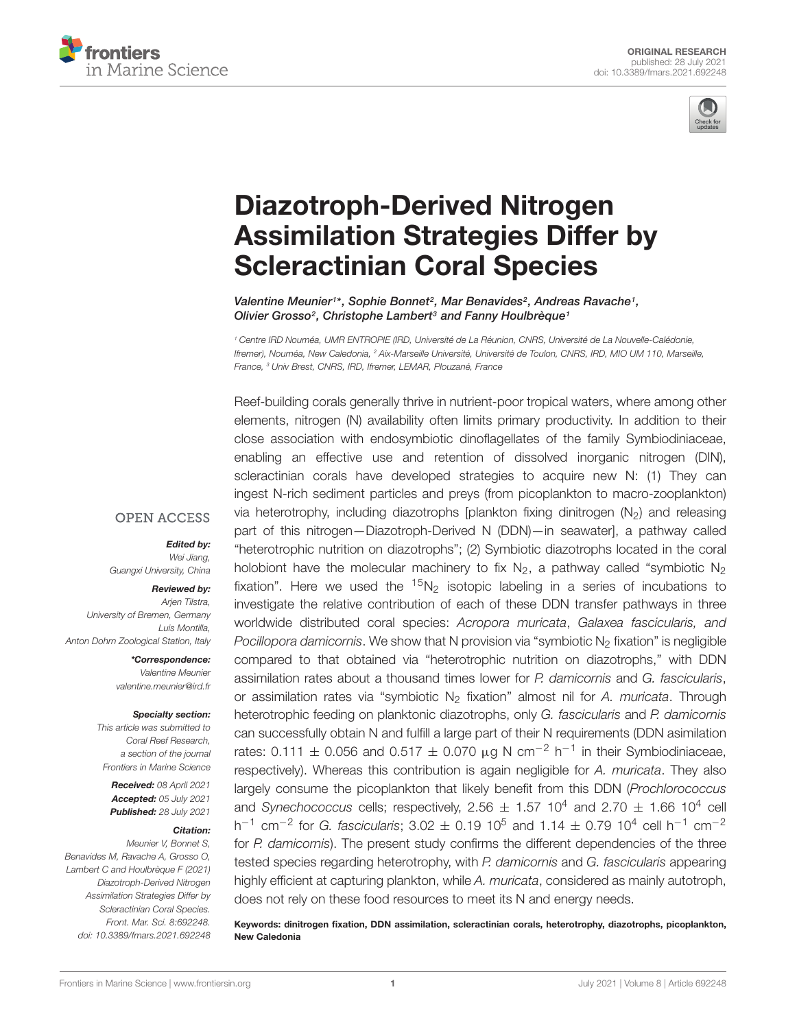# Diazotroph-Derived Nitrogen Assimilation Strategies Differ by Scleractinian Coral Species

*Valentine Meunier[1]\*, Sophie Bonnet[2], Mar Benavides[2], Andreas Ravache[1], Olivier Grosso[2], Christophe Lambert[3] and Fanny Houlbrèque[1]*

[1] Centre IRD Nouméa, UMR ENTROPIE (IRD, Université de La Réunion, CNRS, Université de La Nouvelle-Calédonie, Ifremer), Nouméa, New Caledonia, [2] Aix-Marseille Université, Université de Toulon, CNRS, IRD, MIO UM 110, Marseille, France, [3] Univ Brest, CNRS, IRD, Ifremer, LEMAR, Plouzané, France

OPEN ACCESS

***Edited by:***
Wei Jiang,
Guangxi University, China

***Reviewed by:***
Arjen Tilstra,
University of Bremen, Germany
Luis Montilla,
Anton Dohrn Zoological Station, Italy

***\*Correspondence:***
Valentine Meunier
valentine.meunier@ird.fr

***Specialty section:***
This article was submitted to Coral Reef Research, a section of the journal Frontiers in Marine Science

**Received:** 08 April 2021
**Accepted:** 05 July 2021
**Published:** 28 July 2021

***Citation:***
Meunier V, Bonnet S, Benavides M, Ravache A, Grosso O, Lambert C and Houlbrèque F (2021) Diazotroph-Derived Nitrogen Assimilation Strategies Differ by Scleractinian Coral Species. Front. Mar. Sci. 8:692248. doi: 10.3389/fmars.2021.692248

Reef-building corals generally thrive in nutrient-poor tropical waters, where among other elements, nitrogen (N) availability often limits primary productivity. In addition to their close association with endosymbiotic dinoflagellates of the family Symbiodiniaceae, enabling an effective use and retention of dissolved inorganic nitrogen (DIN), scleractinian corals have developed strategies to acquire new N: (1) They can ingest N-rich sediment particles and preys (from picoplankton to macro-zooplankton) via heterotrophy, including diazotrophs [plankton fixing dinitrogen ($N_2$) and releasing part of this nitrogen—Diazotroph-Derived N (DDN)—in seawater], a pathway called "heterotrophic nutrition on diazotrophs"; (2) Symbiotic diazotrophs located in the coral holobiont have the molecular machinery to fix $N_2$, a pathway called "symbiotic $N_2$ fixation". Here we used the $^{15}N_2$ isotopic labeling in a series of incubations to investigate the relative contribution of each of these DDN transfer pathways in three worldwide distributed coral species: *Acropora muricata*, *Galaxea fascicularis, and Pocillopora damicornis*. We show that N provision via "symbiotic $N_2$ fixation" is negligible compared to that obtained via "heterotrophic nutrition on diazotrophs," with DDN assimilation rates about a thousand times lower for *P. damicornis* and *G. fascicularis*, or assimilation rates via "symbiotic $N_2$ fixation" almost nil for *A. muricata*. Through heterotrophic feeding on planktonic diazotrophs, only *G. fascicularis* and *P. damicornis* can successfully obtain N and fulfill a large part of their N requirements (DDN asimilation rates: $0.111 \pm 0.056$ and $0.517 \pm 0.070$ μg N $cm^{-2}$ $h^{-1}$ in their Symbiodiniaceae, respectively). Whereas this contribution is again negligible for *A. muricata*. They also largely consume the picoplankton that likely benefit from this DDN (*Prochlorococcus* and *Synechococcus* cells; respectively, $2.56 \pm 1.57$ $10^4$ and $2.70 \pm 1.66$ $10^4$ cell $h^{-1}$ $cm^{-2}$ for *G. fascicularis*; $3.02 \pm 0.19$ $10^5$ and $1.14 \pm 0.79$ $10^4$ cell $h^{-1}$ $cm^{-2}$ for *P. damicornis*). The present study confirms the different dependencies of the three tested species regarding heterotrophy, with *P. damicornis* and *G. fascicularis* appearing highly efficient at capturing plankton, while *A. muricata*, considered as mainly autotroph, does not rely on these food resources to meet its N and energy needs.

**Keywords: dinitrogen fixation, DDN assimilation, scleractinian corals, heterotrophy, diazotrophs, picoplankton, New Caledonia**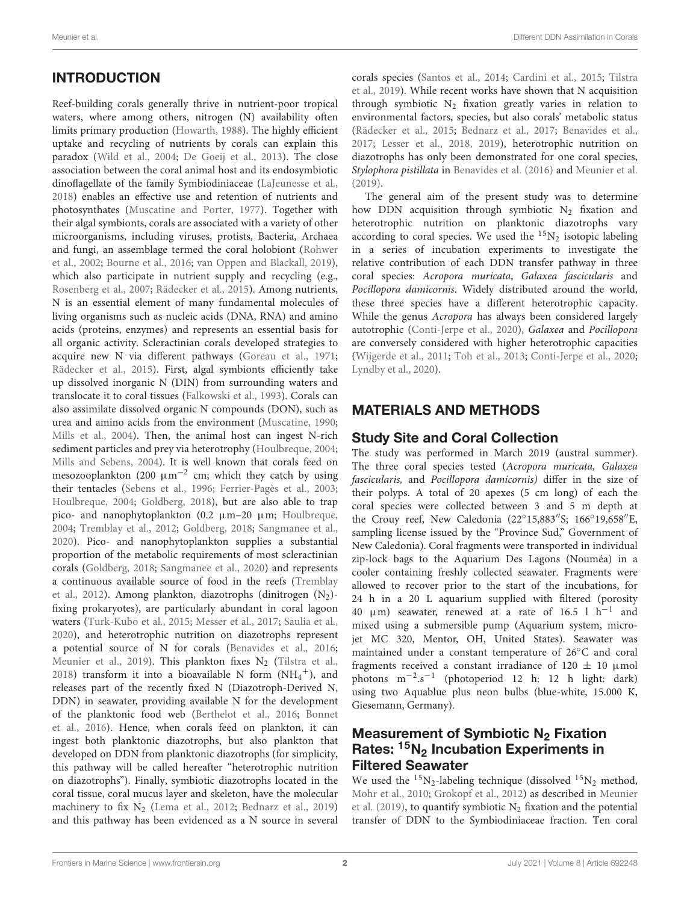## INTRODUCTION

Reef-building corals generally thrive in nutrient-poor tropical waters, where among others, nitrogen (N) availability often limits primary production (Howarth, 1988). The highly efficient uptake and recycling of nutrients by corals can explain this paradox (Wild et al., 2004; De Goeij et al., 2013). The close association between the coral animal host and its endosymbiotic dinoflagellate of the family Symbiodiniaceae (LaJeunesse et al., 2018) enables an effective use and retention of nutrients and photosynthates (Muscatine and Porter, 1977). Together with their algal symbionts, corals are associated with a variety of other microorganisms, including viruses, protists, Bacteria, Archaea and fungi, an assemblage termed the coral holobiont (Rohwer et al., 2002; Bourne et al., 2016; van Oppen and Blackall, 2019), which also participate in nutrient supply and recycling (e.g., Rosenberg et al., 2007; Rädecker et al., 2015). Among nutrients, N is an essential element of many fundamental molecules of living organisms such as nucleic acids (DNA, RNA) and amino acids (proteins, enzymes) and represents an essential basis for all organic activity. Scleractinian corals developed strategies to acquire new N via different pathways (Goreau et al., 1971; Rädecker et al., 2015). First, algal symbionts efficiently take up dissolved inorganic N (DIN) from surrounding waters and translocate it to coral tissues (Falkowski et al., 1993). Corals can also assimilate dissolved organic N compounds (DON), such as urea and amino acids from the environment (Muscatine, 1990; Mills et al., 2004). Then, the animal host can ingest N-rich sediment particles and prey via heterotrophy (Houlbreque, 2004; Mills and Sebens, 2004). It is well known that corals feed on mesozooplankton (200 $\mu m^{-2}$ cm; which they catch by using their tentacles (Sebens et al., 1996; Ferrier-Pagès et al., 2003; Houlbreque, 2004; Goldberg, 2018), but are also able to trap pico- and nanophytoplankton (0.2 $\mu$m–20 $\mu$m; Houlbreque, 2004; Tremblay et al., 2012; Goldberg, 2018; Sangmanee et al., 2020). Pico- and nanophytoplankton supplies a substantial proportion of the metabolic requirements of most scleractinian corals (Goldberg, 2018; Sangmanee et al., 2020) and represents a continuous available source of food in the reefs (Tremblay et al., 2012). Among plankton, diazotrophs (dinitrogen ($N_2$)-fixing prokaryotes), are particularly abundant in coral lagoon waters (Turk-Kubo et al., 2015; Messer et al., 2017; Saulia et al., 2020), and heterotrophic nutrition on diazotrophs represent a potential source of N for corals (Benavides et al., 2016; Meunier et al., 2019). This plankton fixes $N_2$ (Tilstra et al., 2018) transform it into a bioavailable N form ($NH_4^+$), and releases part of the recently fixed N (Diazotroph-Derived N, DDN) in seawater, providing available N for the development of the planktonic food web (Berthelot et al., 2016; Bonnet et al., 2016). Hence, when corals feed on plankton, it can ingest both planktonic diazotrophs, but also plankton that developed on DDN from planktonic diazotrophs (for simplicity, this pathway will be called hereafter "heterotrophic nutrition on diazotrophs"). Finally, symbiotic diazotrophs located in the coral tissue, coral mucus layer and skeleton, have the molecular machinery to fix $N_2$ (Lema et al., 2012; Bednarz et al., 2019) and this pathway has been evidenced as a N source in several corals species (Santos et al., 2014; Cardini et al., 2015; Tilstra et al., 2019). While recent works have shown that N acquisition through symbiotic $N_2$ fixation greatly varies in relation to environmental factors, species, but also corals' metabolic status (Rädecker et al., 2015; Bednarz et al., 2017; Benavides et al., 2017; Lesser et al., 2018, 2019), heterotrophic nutrition on diazotrophs has only been demonstrated for one coral species, *Stylophora pistillata* in Benavides et al. (2016) and Meunier et al. (2019).

The general aim of the present study was to determine how DDN acquisition through symbiotic $N_2$ fixation and heterotrophic nutrition on planktonic diazotrophs vary according to coral species. We used the $^{15}N_2$ isotopic labeling in a series of incubation experiments to investigate the relative contribution of each DDN transfer pathway in three coral species: *Acropora muricata*, *Galaxea fascicularis* and *Pocillopora damicornis*. Widely distributed around the world, these three species have a different heterotrophic capacity. While the genus *Acropora* has always been considered largely autotrophic (Conti-Jerpe et al., 2020), *Galaxea* and *Pocillopora* are conversely considered with higher heterotrophic capacities (Wijgerde et al., 2011; Toh et al., 2013; Conti-Jerpe et al., 2020; Lyndby et al., 2020).

## MATERIALS AND METHODS

### Study Site and Coral Collection

The study was performed in March 2019 (austral summer). The three coral species tested (*Acropora muricata, Galaxea fascicularis,* and *Pocillopora damicornis)* differ in the size of their polyps. A total of 20 apexes (5 cm long) of each the coral species were collected between 3 and 5 m depth at the Crouy reef, New Caledonia (22°15,883″S; 166°19,658″E, sampling license issued by the "Province Sud," Government of New Caledonia). Coral fragments were transported in individual zip-lock bags to the Aquarium Des Lagons (Nouméa) in a cooler containing freshly collected seawater. Fragments were allowed to recover prior to the start of the incubations, for 24 h in a 20 L aquarium supplied with filtered (porosity 40 $\mu$m) seawater, renewed at a rate of 16.5 l $h^{-1}$ and mixed using a submersible pump (Aquarium system, micro-jet MC 320, Mentor, OH, United States). Seawater was maintained under a constant temperature of 26°C and coral fragments received a constant irradiance of 120 ± 10 $\mu$mol photons $m^{-2}.s^{-1}$ (photoperiod 12 h: 12 h light: dark) using two Aquablue plus neon bulbs (blue-white, 15.000 K, Giesemann, Germany).

### Measurement of Symbiotic $N_2$ Fixation Rates: $^{15}N_2$ Incubation Experiments in Filtered Seawater

We used the $^{15}N_2$-labeling technique (dissolved $^{15}N_2$ method, Mohr et al., 2010; Grokopf et al., 2012) as described in Meunier et al. (2019), to quantify symbiotic $N_2$ fixation and the potential transfer of DDN to the Symbiodiniaceae fraction. Ten coral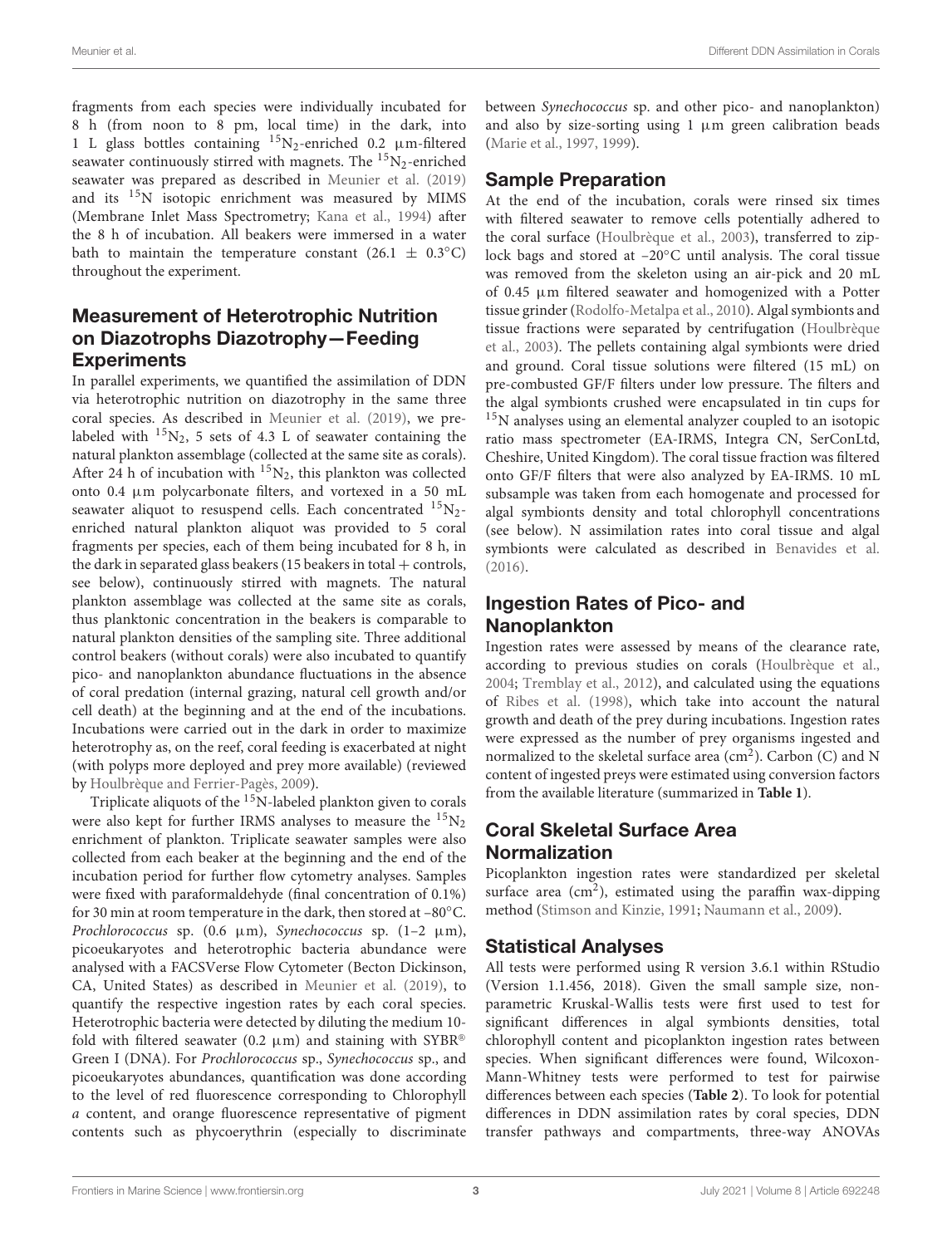fragments from each species were individually incubated for 8 h (from noon to 8 pm, local time) in the dark, into 1 L glass bottles containing $^{15}N_2$-enriched 0.2 μm-filtered seawater continuously stirred with magnets. The $^{15}N_2$-enriched seawater was prepared as described in Meunier et al. (2019) and its $^{15}N$ isotopic enrichment was measured by MIMS (Membrane Inlet Mass Spectrometry; Kana et al., 1994) after the 8 h of incubation. All beakers were immersed in a water bath to maintain the temperature constant (26.1 ± 0.3°C) throughout the experiment.

## Measurement of Heterotrophic Nutrition on Diazotrophs Diazotrophy—Feeding Experiments

In parallel experiments, we quantified the assimilation of DDN via heterotrophic nutrition on diazotrophy in the same three coral species. As described in Meunier et al. (2019), we pre-labeled with $^{15}N_2$, 5 sets of 4.3 L of seawater containing the natural plankton assemblage (collected at the same site as corals). After 24 h of incubation with $^{15}N_2$, this plankton was collected onto 0.4 μm polycarbonate filters, and vortexed in a 50 mL seawater aliquot to resuspend cells. Each concentrated $^{15}N_2$-enriched natural plankton aliquot was provided to 5 coral fragments per species, each of them being incubated for 8 h, in the dark in separated glass beakers (15 beakers in total + controls, see below), continuously stirred with magnets. The natural plankton assemblage was collected at the same site as corals, thus planktonic concentration in the beakers is comparable to natural plankton densities of the sampling site. Three additional control beakers (without corals) were also incubated to quantify pico- and nanoplankton abundance fluctuations in the absence of coral predation (internal grazing, natural cell growth and/or cell death) at the beginning and at the end of the incubations. Incubations were carried out in the dark in order to maximize heterotrophy as, on the reef, coral feeding is exacerbated at night (with polyps more deployed and prey more available) (reviewed by Houlbrèque and Ferrier-Pagès, 2009).

Triplicate aliquots of the $^{15}N$-labeled plankton given to corals were also kept for further IRMS analyses to measure the $^{15}N_2$ enrichment of plankton. Triplicate seawater samples were also collected from each beaker at the beginning and the end of the incubation period for further flow cytometry analyses. Samples were fixed with paraformaldehyde (final concentration of 0.1%) for 30 min at room temperature in the dark, then stored at –80°C. *Prochlorococcus* sp. (0.6 μm), *Synechococcus* sp. (1–2 μm), picoeukaryotes and heterotrophic bacteria abundance were analysed with a FACSVerse Flow Cytometer (Becton Dickinson, CA, United States) as described in Meunier et al. (2019), to quantify the respective ingestion rates by each coral species. Heterotrophic bacteria were detected by diluting the medium 10-fold with filtered seawater (0.2 μm) and staining with SYBR® Green I (DNA). For *Prochlorococcus* sp., *Synechococcus* sp., and picoeukaryotes abundances, quantification was done according to the level of red fluorescence corresponding to Chlorophyll *a* content, and orange fluorescence representative of pigment contents such as phycoerythrin (especially to discriminate between *Synechococcus* sp. and other pico- and nanoplankton) and also by size-sorting using 1 μm green calibration beads (Marie et al., 1997, 1999).

## Sample Preparation

At the end of the incubation, corals were rinsed six times with filtered seawater to remove cells potentially adhered to the coral surface (Houlbrèque et al., 2003), transferred to zip-lock bags and stored at –20°C until analysis. The coral tissue was removed from the skeleton using an air-pick and 20 mL of 0.45 μm filtered seawater and homogenized with a Potter tissue grinder (Rodolfo-Metalpa et al., 2010). Algal symbionts and tissue fractions were separated by centrifugation (Houlbrèque et al., 2003). The pellets containing algal symbionts were dried and ground. Coral tissue solutions were filtered (15 mL) on pre-combusted GF/F filters under low pressure. The filters and the algal symbionts crushed were encapsulated in tin cups for $^{15}N$ analyses using an elemental analyzer coupled to an isotopic ratio mass spectrometer (EA-IRMS, Integra CN, SerConLtd, Cheshire, United Kingdom). The coral tissue fraction was filtered onto GF/F filters that were also analyzed by EA-IRMS. 10 mL subsample was taken from each homogenate and processed for algal symbionts density and total chlorophyll concentrations (see below). N assimilation rates into coral tissue and algal symbionts were calculated as described in Benavides et al. (2016).

## Ingestion Rates of Pico- and Nanoplankton

Ingestion rates were assessed by means of the clearance rate, according to previous studies on corals (Houlbrèque et al., 2004; Tremblay et al., 2012), and calculated using the equations of Ribes et al. (1998), which take into account the natural growth and death of the prey during incubations. Ingestion rates were expressed as the number of prey organisms ingested and normalized to the skeletal surface area ($cm^2$). Carbon (C) and N content of ingested preys were estimated using conversion factors from the available literature (summarized in **Table 1**).

## Coral Skeletal Surface Area Normalization

Picoplankton ingestion rates were standardized per skeletal surface area ($cm^2$), estimated using the paraffin wax-dipping method (Stimson and Kinzie, 1991; Naumann et al., 2009).

## Statistical Analyses

All tests were performed using R version 3.6.1 within RStudio (Version 1.1.456, 2018). Given the small sample size, non-parametric Kruskal-Wallis tests were first used to test for significant differences in algal symbionts densities, total chlorophyll content and picoplankton ingestion rates between species. When significant differences were found, Wilcoxon-Mann-Whitney tests were performed to test for pairwise differences between each species (**Table 2**). To look for potential differences in DDN assimilation rates by coral species, DDN transfer pathways and compartments, three-way ANOVAs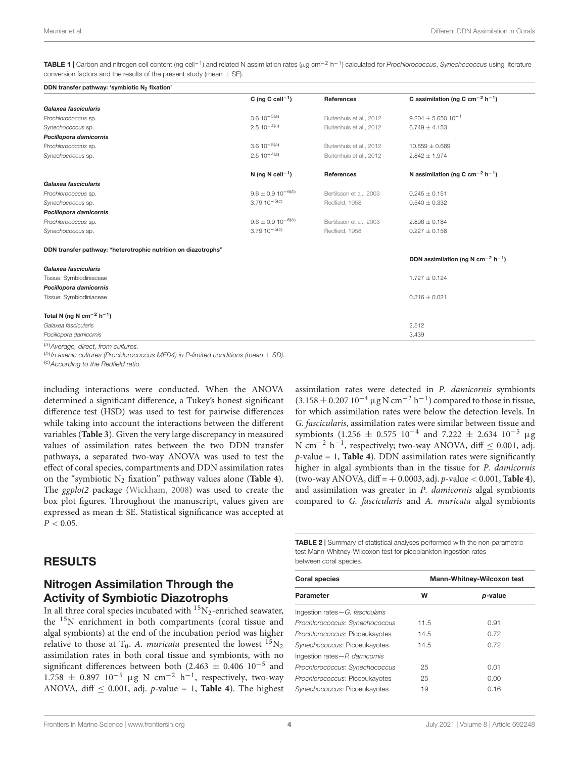**TABLE 1 |** Carbon and nitrogen cell content (ng cell$^{-1}$) and related N assimilation rates (μg cm$^{-2}$ h$^{-1}$) calculated for *Prochlorococcus*, *Synechococcus* using literature conversion factors and the results of the present study (mean ± SE).

| DDN transfer pathway: 'symbiotic $N_2$ fixation' | | | |
|---|---|---|---|
| | C (ng C cell$^{-1}$) | References | C assimilation (ng C cm$^{-2}$ h$^{-1}$) |
| ***Galaxea fascicularis*** | | | |
| *Prochlorococcus* sp. | $3.6\ 10^{-5(a)}$ | Buitenhuis et al., 2012 | $9.204 \pm 5.650\ 10^{-1}$ |
| *Synechococcus* sp. | $2.5\ 10^{-4(a)}$ | Buitenhuis et al., 2012 | $6.749 \pm 4.153$ |
| ***Pocillopora damicornis*** | | | |
| *Prochlorococcus* sp. | $3.6\ 10^{-5(a)}$ | Buitenhuis et al., 2012 | $10.859 \pm 0.689$ |
| *Synechococcus* sp. | $2.5\ 10^{-4(a)}$ | Buitenhuis et al., 2012 | $2.842 \pm 1.974$ |
| | N (ng N cell$^{-1}$) | References | N assimilation (ng C cm$^{-2}$ h$^{-1}$) |
| ***Galaxea fascicularis*** | | | |
| *Prochlorococcus* sp. | $9.6 \pm 0.9\ 10^{-6(b)}$ | Bertilsson et al., 2003 | $0.245 \pm 0.151$ |
| *Synechococcus* sp. | $3.79\ 10^{-5(c)}$ | Redfield, 1958 | $0.540 \pm 0.332$ |
| ***Pocillopora damicornis*** | | | |
| *Prochlorococcus* sp. | $9.6 \pm 0.9\ 10^{-6(b)}$ | Bertilsson et al., 2003 | $2.896 \pm 0.184$ |
| *Synechococcus* sp. | $3.79\ 10^{-5(c)}$ | Redfield, 1958 | $0.227 \pm 0.158$ |
| **DDN transfer pathway: "heterotrophic nutrition on diazotrophs"** | | | |
| | | | DDN assimilation (ng N cm$^{-2}$ h$^{-1}$) |
| ***Galaxea fascicularis*** | | | |
| Tissue: Symbiodiniaceae | | | $1.727 \pm 0.124$ |
| ***Pocillopora damicornis*** | | | |
| Tissue: Symbiodiniaceae | | | $0.316 \pm 0.021$ |
| **Total N (ng N cm$^{-2}$ h$^{-1}$)** | | | |
| *Galaxea fascicularis* | | | 2.512 |
| *Pocillopora damicornis* | | | 3.439 |

[a] *Average, direct, from cultures.*
[b] *In axenic cultures (Prochlorococcus MED4) in P-limited conditions (mean ± SD).*
[c] *According to the Redfield ratio.*

including interactions were conducted. When the ANOVA determined a significant difference, a Tukey's honest significant difference test (HSD) was used to test for pairwise differences while taking into account the interactions between the different variables (**Table 3**). Given the very large discrepancy in measured values of assimilation rates between the two DDN transfer pathways, a separated two-way ANOVA was used to test the effect of coral species, compartments and DDN assimilation rates on the "symbiotic $N_2$ fixation" pathway values alone (**Table 4**). The *ggplot2* package (Wickham, 2008) was used to create the box plot figures. Throughout the manuscript, values given are expressed as mean ± SE. Statistical significance was accepted at $P < 0.05$.

## RESULTS

### Nitrogen Assimilation Through the Activity of Symbiotic Diazotrophs

In all three coral species incubated with $^{15}N_2$-enriched seawater, the $^{15}N$ enrichment in both compartments (coral tissue and algal symbionts) at the end of the incubation period was higher relative to those at $T_0$. *A. muricata* presented the lowest $^{15}N_2$ assimilation rates in both coral tissue and symbionts, with no significant differences between both ($2.463 \pm 0.406\ 10^{-5}$ and $1.758 \pm 0.897\ 10^{-5}$ μg N cm$^{-2}$ h$^{-1}$, respectively, two-way ANOVA, diff ≤ 0.001, adj. *p*-value = 1, **Table 4**). The highest assimilation rates were detected in *P. damicornis* symbionts ($3.158 \pm 0.207\ 10^{-4}$ μg N cm$^{-2}$ h$^{-1}$) compared to those in tissue, for which assimilation rates were below the detection levels. In *G. fascicularis*, assimilation rates were similar between tissue and symbionts ($1.256 \pm 0.575\ 10^{-4}$ and $7.222 \pm 2.634\ 10^{-5}$ μg N cm$^{-2}$ h$^{-1}$, respectively; two-way ANOVA, diff ≤ 0.001, adj. *p*-value = 1, **Table 4**). DDN assimilation rates were significantly higher in algal symbionts than in the tissue for *P. damicornis* (two-way ANOVA, diff = + 0.0003, adj. *p*-value < 0.001, **Table 4**), and assimilation was greater in *P. damicornis* algal symbionts compared to *G. fascicularis* and *A. muricata* algal symbionts

**TABLE 2 |** Summary of statistical analyses performed with the non-parametric test Mann-Whitney-Wilcoxon test for picoplankton ingestion rates between coral species.

| Coral species | Mann-Whitney-Wilcoxon test | |
|---|---|---|
| **Parameter** | **W** | ***p*-value** |
| Ingestion rates—*G. fascicularis* | | |
| *Prochlorococcus*: *Synechococcus* | 11.5 | 0.91 |
| *Prochlorococcus*: Picoeukayotes | 14.5 | 0.72 |
| *Synechococcus*: Picoeukayotes | 14.5 | 0.72 |
| Ingestion rates—*P. damicornis* | | |
| *Prochlorococcus*: *Synechococcus* | 25 | 0.01 |
| *Prochlorococcus*: Picoeukayotes | 25 | 0.00 |
| *Synechococcus*: Picoeukayotes | 19 | 0.16 |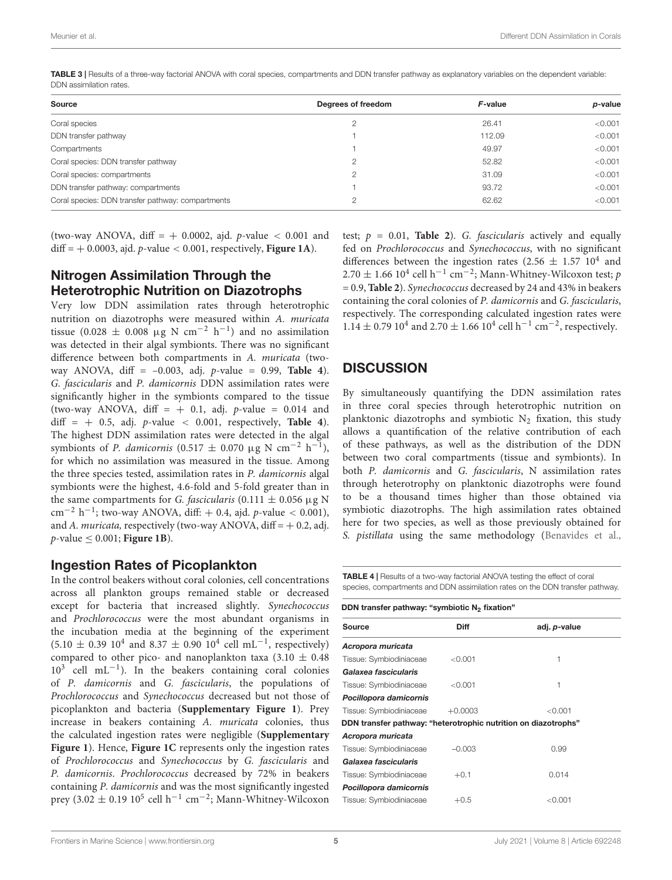**TABLE 3 |** Results of a three-way factorial ANOVA with coral species, compartments and DDN transfer pathway as explanatory variables on the dependent variable: DDN assimilation rates.

| Source | Degrees of freedom | *F*-value | *p*-value |
|---|---|---|---|
| Coral species | 2 | 26.41 | <0.001 |
| DDN transfer pathway | 1 | 112.09 | <0.001 |
| Compartments | 1 | 49.97 | <0.001 |
| Coral species: DDN transfer pathway | 2 | 52.82 | <0.001 |
| Coral species: compartments | 2 | 31.09 | <0.001 |
| DDN transfer pathway: compartments | 1 | 93.72 | <0.001 |
| Coral species: DDN transfer pathway: compartments | 2 | 62.62 | <0.001 |

(two-way ANOVA, diff = + 0.0002, ajd. *p*-value < 0.001 and diff = + 0.0003, ajd. *p*-value < 0.001, respectively, **Figure 1A**).

## Nitrogen Assimilation Through the Heterotrophic Nutrition on Diazotrophs

Very low DDN assimilation rates through heterotrophic nutrition on diazotrophs were measured within *A. muricata* tissue (0.028 ± 0.008 μg N $cm^{-2}$ $h^{-1}$) and no assimilation was detected in their algal symbionts. There was no significant difference between both compartments in *A. muricata* (two-way ANOVA, diff = –0.003, adj. *p*-value = 0.99, **Table 4**). *G. fascicularis* and *P. damicornis* DDN assimilation rates were significantly higher in the symbionts compared to the tissue (two-way ANOVA, diff = + 0.1, adj. *p*-value = 0.014 and diff = + 0.5, adj. *p*-value < 0.001, respectively, **Table 4**). The highest DDN assimilation rates were detected in the algal symbionts of *P. damicornis* (0.517 ± 0.070 μg N $cm^{-2}$ $h^{-1}$), for which no assimilation was measured in the tissue. Among the three species tested, assimilation rates in *P. damicornis* algal symbionts were the highest, 4.6-fold and 5-fold greater than in the same compartments for *G. fascicularis* (0.111 ± 0.056 μg N $cm^{-2}$ $h^{-1}$; two-way ANOVA, diff: + 0.4, ajd. *p*-value < 0.001), and *A. muricata,* respectively (two-way ANOVA, diff = + 0.2, adj. *p*-value ≤ 0.001; **Figure 1B**).

## Ingestion Rates of Picoplankton

In the control beakers without coral colonies, cell concentrations across all plankton groups remained stable or decreased except for bacteria that increased slightly. *Synechococcus* and *Prochlorococcus* were the most abundant organisms in the incubation media at the beginning of the experiment (5.10 ± 0.39 $10^4$ and 8.37 ± 0.90 $10^4$ cell $mL^{-1}$, respectively) compared to other pico- and nanoplankton taxa (3.10 ± 0.48 $10^3$ cell $mL^{-1}$). In the beakers containing coral colonies of *P. damicornis* and *G. fascicularis*, the populations of *Prochlorococcus* and *Synechococcus* decreased but not those of picoplankton and bacteria (**Supplementary Figure 1**). Prey increase in beakers containing *A. muricata* colonies, thus the calculated ingestion rates were negligible (**Supplementary Figure 1**). Hence, **Figure 1C** represents only the ingestion rates of *Prochlorococcus* and *Synechococcus* by *G. fascicularis* and *P. damicornis*. *Prochlorococcus* decreased by 72% in beakers containing *P. damicornis* and was the most significantly ingested prey (3.02 ± 0.19 $10^5$ cell $h^{-1}$ $cm^{-2}$; Mann-Whitney-Wilcoxon test; *p* = 0.01, **Table 2**). *G. fascicularis* actively and equally fed on *Prochlorococcus* and *Synechococcus*, with no significant differences between the ingestion rates (2.56 ± 1.57 $10^4$ and 2.70 ± 1.66 $10^4$ cell $h^{-1}$ $cm^{-2}$; Mann-Whitney-Wilcoxon test; *p* = 0.9, **Table 2**). *Synechococcus* decreased by 24 and 43% in beakers containing the coral colonies of *P. damicornis* and *G. fascicularis*, respectively. The corresponding calculated ingestion rates were 1.14 ± 0.79 $10^4$ and 2.70 ± 1.66 $10^4$ cell $h^{-1}$ $cm^{-2}$, respectively.

# DISCUSSION

By simultaneously quantifying the DDN assimilation rates in three coral species through heterotrophic nutrition on planktonic diazotrophs and symbiotic $N_2$ fixation, this study allows a quantification of the relative contribution of each of these pathways, as well as the distribution of the DDN between two coral compartments (tissue and symbionts). In both *P. damicornis* and *G. fascicularis*, N assimilation rates through heterotrophy on planktonic diazotrophs were found to be a thousand times higher than those obtained via symbiotic diazotrophs. The high assimilation rates obtained here for two species, as well as those previously obtained for *S. pistillata* using the same methodology (Benavides et al.,

**TABLE 4 |** Results of a two-way factorial ANOVA testing the effect of coral species, compartments and DDN assimilation rates on the DDN transfer pathway.

| Source | Diff | adj. *p*-value |
|---|---|---|
| **DDN transfer pathway: "symbiotic $N_2$ fixation"** | | |
| ***Acropora muricata*** | | |
| Tissue: Symbiodiniaceae | <0.001 | 1 |
| ***Galaxea fascicularis*** | | |
| Tissue: Symbiodiniaceae | <0.001 | 1 |
| ***Pocillopora damicornis*** | | |
| Tissue: Symbiodiniaceae | +0.0003 | <0.001 |
| **DDN transfer pathway: "heterotrophic nutrition on diazotrophs"** | | |
| ***Acropora muricata*** | | |
| Tissue: Symbiodiniaceae | −0.003 | 0.99 |
| ***Galaxea fascicularis*** | | |
| Tissue: Symbiodiniaceae | +0.1 | 0.014 |
| ***Pocillopora damicornis*** | | |
| Tissue: Symbiodiniaceae | +0.5 | <0.001 |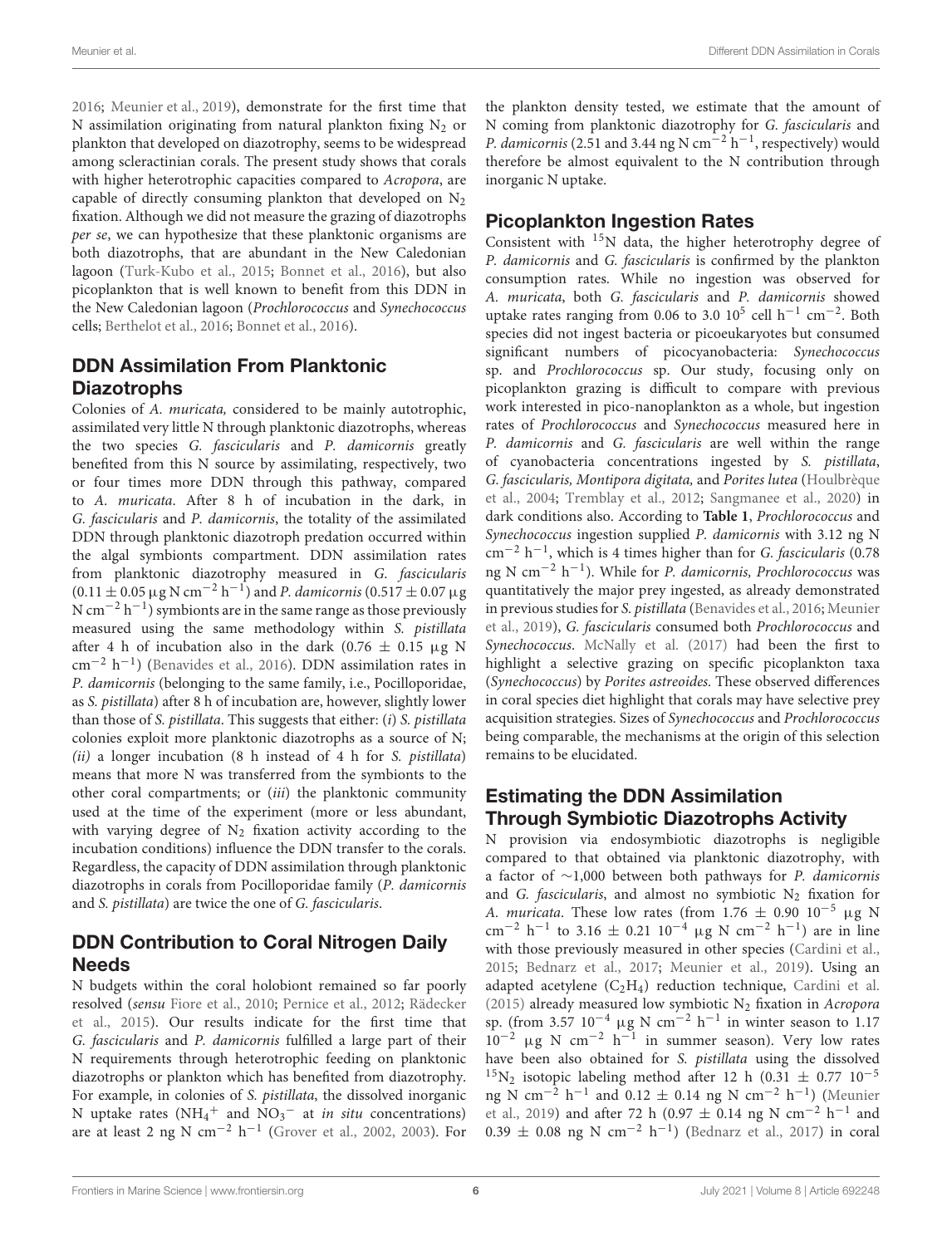2016; Meunier et al., 2019), demonstrate for the first time that N assimilation originating from natural plankton fixing $N_2$ or plankton that developed on diazotrophy, seems to be widespread among scleractinian corals. The present study shows that corals with higher heterotrophic capacities compared to *Acropora*, are capable of directly consuming plankton that developed on $N_2$ fixation. Although we did not measure the grazing of diazotrophs *per se*, we can hypothesize that these planktonic organisms are both diazotrophs, that are abundant in the New Caledonian lagoon (Turk-Kubo et al., 2015; Bonnet et al., 2016), but also picoplankton that is well known to benefit from this DDN in the New Caledonian lagoon (*Prochlorococcus* and *Synechococcus* cells; Berthelot et al., 2016; Bonnet et al., 2016).

## DDN Assimilation From Planktonic Diazotrophs

Colonies of *A. muricata,* considered to be mainly autotrophic, assimilated very little N through planktonic diazotrophs, whereas the two species *G. fascicularis* and *P. damicornis* greatly benefited from this N source by assimilating, respectively, two or four times more DDN through this pathway, compared to *A. muricata*. After 8 h of incubation in the dark, in *G. fascicularis* and *P. damicornis*, the totality of the assimilated DDN through planktonic diazotroph predation occurred within the algal symbionts compartment. DDN assimilation rates from planktonic diazotrophy measured in *G. fascicularis* ($0.11 \pm 0.05$ μg N $cm^{-2}$ $h^{-1}$) and *P. damicornis* ($0.517 \pm 0.07$ μg N $cm^{-2}$ $h^{-1}$) symbionts are in the same range as those previously measured using the same methodology within *S. pistillata* after 4 h of incubation also in the dark ($0.76 \pm 0.15$ μg N $cm^{-2}$ $h^{-1}$) (Benavides et al., 2016). DDN assimilation rates in *P. damicornis* (belonging to the same family, i.e., Pocilloporidae, as *S. pistillata*) after 8 h of incubation are, however, slightly lower than those of *S. pistillata*. This suggests that either: (*i*) *S. pistillata* colonies exploit more planktonic diazotrophs as a source of N; *(ii)* a longer incubation (8 h instead of 4 h for *S. pistillata*) means that more N was transferred from the symbionts to the other coral compartments; or (*iii*) the planktonic community used at the time of the experiment (more or less abundant, with varying degree of $N_2$ fixation activity according to the incubation conditions) influence the DDN transfer to the corals. Regardless, the capacity of DDN assimilation through planktonic diazotrophs in corals from Pocilloporidae family (*P. damicornis* and *S. pistillata*) are twice the one of *G. fascicularis*.

## DDN Contribution to Coral Nitrogen Daily Needs

N budgets within the coral holobiont remained so far poorly resolved (*sensu* Fiore et al., 2010; Pernice et al., 2012; Rädecker et al., 2015). Our results indicate for the first time that *G. fascicularis* and *P. damicornis* fulfilled a large part of their N requirements through heterotrophic feeding on planktonic diazotrophs or plankton which has benefited from diazotrophy. For example, in colonies of *S. pistillata*, the dissolved inorganic N uptake rates ($NH_4^+$ and $NO_3^-$ at *in situ* concentrations) are at least 2 ng N $cm^{-2}$ $h^{-1}$ (Grover et al., 2002, 2003). For the plankton density tested, we estimate that the amount of N coming from planktonic diazotrophy for *G. fascicularis* and *P. damicornis* (2.51 and 3.44 ng N $cm^{-2}$ $h^{-1}$, respectively) would therefore be almost equivalent to the N contribution through inorganic N uptake.

## Picoplankton Ingestion Rates

Consistent with $^{15}N$ data, the higher heterotrophy degree of *P. damicornis* and *G. fascicularis* is confirmed by the plankton consumption rates. While no ingestion was observed for *A. muricata*, both *G. fascicularis* and *P. damicornis* showed uptake rates ranging from 0.06 to 3.0 $10^5$ cell $h^{-1}$ $cm^{-2}$. Both species did not ingest bacteria or picoeukaryotes but consumed significant numbers of picocyanobacteria: *Synechococcus* sp. and *Prochlorococcus* sp. Our study, focusing only on picoplankton grazing is difficult to compare with previous work interested in pico-nanoplankton as a whole, but ingestion rates of *Prochlorococcus* and *Synechococcus* measured here in *P. damicornis* and *G. fascicularis* are well within the range of cyanobacteria concentrations ingested by *S. pistillata*, *G. fascicularis, Montipora digitata,* and *Porites lutea* (Houlbrèque et al., 2004; Tremblay et al., 2012; Sangmanee et al., 2020) in dark conditions also. According to **Table 1**, *Prochlorococcus* and *Synechococcus* ingestion supplied *P. damicornis* with 3.12 ng N $cm^{-2}$ $h^{-1}$, which is 4 times higher than for *G. fascicularis* (0.78 ng N $cm^{-2}$ $h^{-1}$). While for *P. damicornis, Prochlorococcus* was quantitatively the major prey ingested, as already demonstrated in previous studies for *S. pistillata* (Benavides et al., 2016; Meunier et al., 2019), *G. fascicularis* consumed both *Prochlorococcus* and *Synechococcus*. McNally et al. (2017) had been the first to highlight a selective grazing on specific picoplankton taxa (*Synechococcus*) by *Porites astreoides*. These observed differences in coral species diet highlight that corals may have selective prey acquisition strategies. Sizes of *Synechococcus* and *Prochlorococcus* being comparable, the mechanisms at the origin of this selection remains to be elucidated.

## Estimating the DDN Assimilation Through Symbiotic Diazotrophs Activity

N provision via endosymbiotic diazotrophs is negligible compared to that obtained via planktonic diazotrophy, with a factor of ~1,000 between both pathways for *P. damicornis* and *G. fascicularis*, and almost no symbiotic $N_2$ fixation for *A. muricata*. These low rates (from $1.76 \pm 0.90$ $10^{-5}$ μg N $cm^{-2}$ $h^{-1}$ to $3.16 \pm 0.21$ $10^{-4}$ μg N $cm^{-2}$ $h^{-1}$) are in line with those previously measured in other species (Cardini et al., 2015; Bednarz et al., 2017; Meunier et al., 2019). Using an adapted acetylene ($C_2H_4$) reduction technique, Cardini et al. (2015) already measured low symbiotic $N_2$ fixation in *Acropora* sp. (from 3.57 $10^{-4}$ μg N $cm^{-2}$ $h^{-1}$ in winter season to 1.17 $10^{-2}$ μg N $cm^{-2}$ $h^{-1}$ in summer season). Very low rates have been also obtained for *S. pistillata* using the dissolved $^{15}N_2$ isotopic labeling method after 12 h ($0.31 \pm 0.77$ $10^{-5}$ ng N $cm^{-2}$ $h^{-1}$ and $0.12 \pm 0.14$ ng N $cm^{-2}$ $h^{-1}$) (Meunier et al., 2019) and after 72 h ($0.97 \pm 0.14$ ng N $cm^{-2}$ $h^{-1}$ and $0.39 \pm 0.08$ ng N $cm^{-2}$ $h^{-1}$) (Bednarz et al., 2017) in coral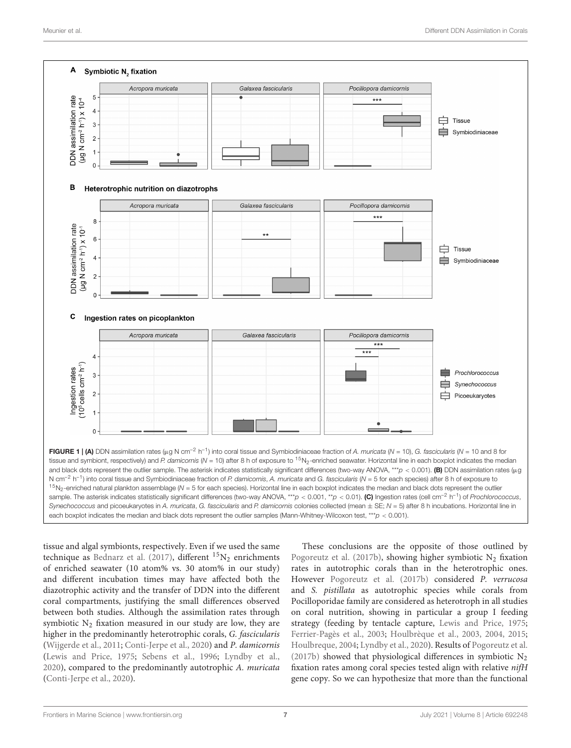A Symbiotic $N_2$ fixation

Acropora muricata | Galaxea fascicularis | Pocillopora damicornis

DNN assimilation rate ($\mu$g N cm$^{-2}$ h$^{-1}$) x 10$^{-4}$

5
4
3
2
1
0

***

Tissue
Symbiodiniaceae

B Heterotrophic nutrition on diazotrophs

Acropora muricata | Galaxea fascicularis | Pocillopora damicornis

DDN assimilation rate ($\mu$g N cm$^{-2}$ h$^{-1}$) x 10$^{-1}$

8
6
4
2
0

**
***

Tissue
Symbiodiniaceae

C Ingestion rates on picoplankton

Acropora muricata | Galaxea fascicularis | Pocillopora damicornis

Ingestion rates (10$^5$ cells cm$^{-2}$ h$^{-1}$)

4
3
2
1
0

***
***

*Prochlorococcus*
*Synechococcus*
Picoeukaryotes

**FIGURE 1 | (A)** DDN assimilation rates ($\mu$g N cm$^{-2}$ h$^{-1}$) into coral tissue and Symbiodiniaceae fraction of *A. muricata* ($N$ = 10), *G. fascicularis* ($N$ = 10 and 8 for tissue and symbiont, respectively) and *P. damicornis* ($N$ = 10) after 8 h of exposure to $^{15}N_2$-enriched seawater. Horizontal line in each boxplot indicates the median and black dots represent the outlier sample. The asterisk indicates statistically significant differences (two-way ANOVA, ***$p < 0.001$). **(B)** DDN assimilation rates ($\mu$g N cm$^{-2}$ h$^{-1}$) into coral tissue and Symbiodiniaceae fraction of *P. damicornis*, *A. muricata* and *G. fascicularis* ($N$ = 5 for each species) after 8 h of exposure to $^{15}N_2$-enriched natural plankton assemblage ($N$ = 5 for each species). Horizontal line in each boxplot indicates the median and black dots represent the outlier sample. The asterisk indicates statistically significant differences (two-way ANOVA, ***$p < 0.001$, **$p < 0.01$). **(C)** Ingestion rates (cell cm$^{-2}$ h$^{-1}$) of *Prochlorococcus*, *Synechococcus* and picoeukaryotes in *A. muricata*, *G. fascicularis* and *P. damicornis* colonies collected (mean ± SE; $N$ = 5) after 8 h incubations. Horizontal line in each boxplot indicates the median and black dots represent the outlier samples (Mann-Whitney-Wilcoxon test, ***$p < 0.001$).

tissue and algal symbionts, respectively. Even if we used the same technique as Bednarz et al. (2017), different $^{15}N_2$ enrichments of enriched seawater (10 atom% vs. 30 atom% in our study) and different incubation times may have affected both the diazotrophic activity and the transfer of DDN into the different coral compartments, justifying the small differences observed between both studies. Although the assimilation rates through symbiotic $N_2$ fixation measured in our study are low, they are higher in the predominantly heterotrophic corals, *G. fascicularis* (Wijgerde et al., 2011; Conti-Jerpe et al., 2020) and *P. damicornis* (Lewis and Price, 1975; Sebens et al., 1996; Lyndby et al., 2020), compared to the predominantly autotrophic *A. muricata* (Conti-Jerpe et al., 2020).

These conclusions are the opposite of those outlined by Pogoreutz et al. (2017b), showing higher symbiotic $N_2$ fixation rates in autotrophic corals than in the heterotrophic ones. However Pogoreutz et al. (2017b) considered *P. verrucosa* and *S. pistillata* as autotrophic species while corals from Pocilloporidae family are considered as heterotroph in all studies on coral nutrition, showing in particular a group I feeding strategy (feeding by tentacle capture, Lewis and Price, 1975; Ferrier-Pagès et al., 2003; Houlbrèque et al., 2003, 2004, 2015; Houlbreque, 2004; Lyndby et al., 2020). Results of Pogoreutz et al. (2017b) showed that physiological differences in symbiotic $N_2$ fixation rates among coral species tested align with relative *nifH* gene copy. So we can hypothesize that more than the functional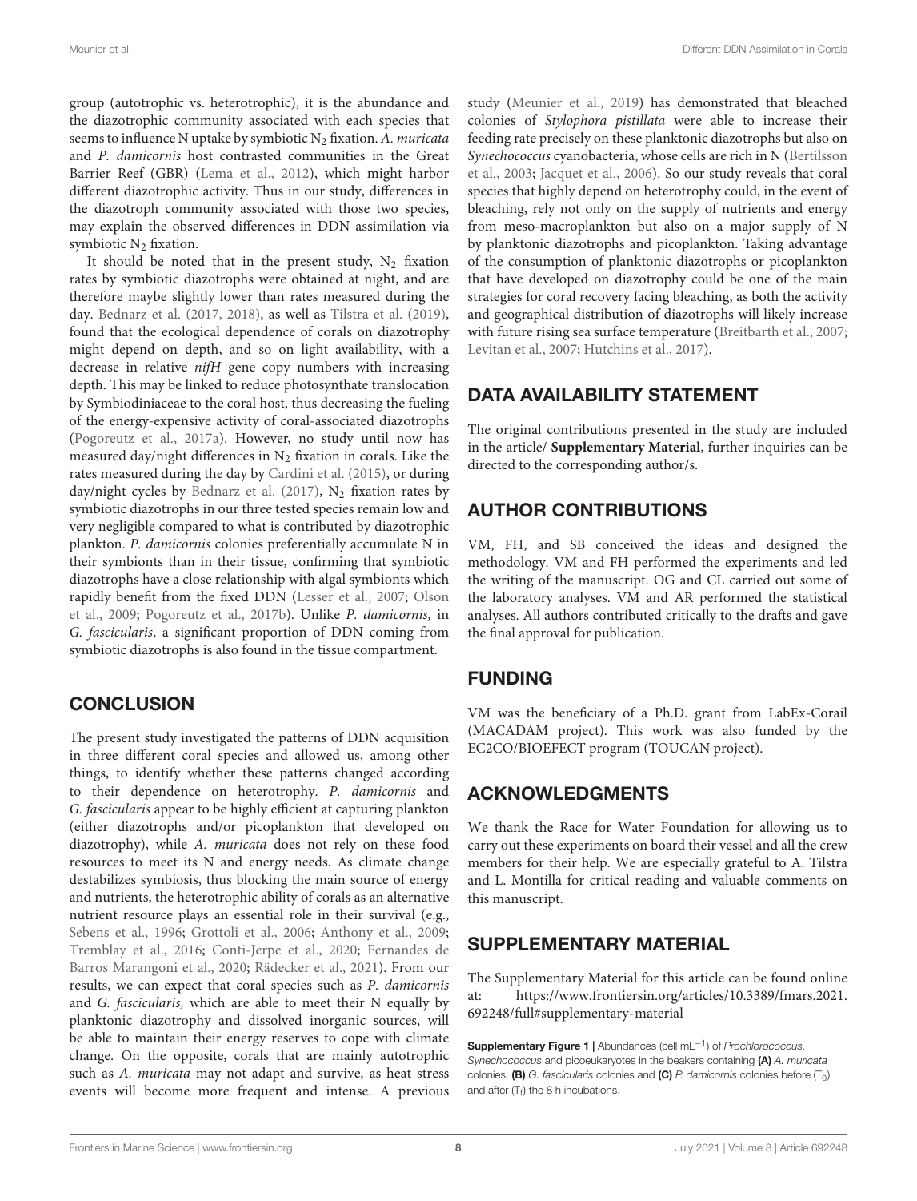group (autotrophic vs. heterotrophic), it is the abundance and the diazotrophic community associated with each species that seems to influence N uptake by symbiotic $N_2$ fixation. *A. muricata* and *P. damicornis* host contrasted communities in the Great Barrier Reef (GBR) (Lema et al., 2012), which might harbor different diazotrophic activity. Thus in our study, differences in the diazotroph community associated with those two species, may explain the observed differences in DDN assimilation via symbiotic $N_2$ fixation.

It should be noted that in the present study, $N_2$ fixation rates by symbiotic diazotrophs were obtained at night, and are therefore maybe slightly lower than rates measured during the day. Bednarz et al. (2017, 2018), as well as Tilstra et al. (2019), found that the ecological dependence of corals on diazotrophy might depend on depth, and so on light availability, with a decrease in relative *nifH* gene copy numbers with increasing depth. This may be linked to reduce photosynthate translocation by Symbiodiniaceae to the coral host, thus decreasing the fueling of the energy-expensive activity of coral-associated diazotrophs (Pogoreutz et al., 2017a). However, no study until now has measured day/night differences in $N_2$ fixation in corals. Like the rates measured during the day by Cardini et al. (2015), or during day/night cycles by Bednarz et al. (2017), $N_2$ fixation rates by symbiotic diazotrophs in our three tested species remain low and very negligible compared to what is contributed by diazotrophic plankton. *P. damicornis* colonies preferentially accumulate N in their symbionts than in their tissue, confirming that symbiotic diazotrophs have a close relationship with algal symbionts which rapidly benefit from the fixed DDN (Lesser et al., 2007; Olson et al., 2009; Pogoreutz et al., 2017b). Unlike *P. damicornis,* in *G. fascicularis*, a significant proportion of DDN coming from symbiotic diazotrophs is also found in the tissue compartment.

## CONCLUSION

The present study investigated the patterns of DDN acquisition in three different coral species and allowed us, among other things, to identify whether these patterns changed according to their dependence on heterotrophy. *P. damicornis* and *G. fascicularis* appear to be highly efficient at capturing plankton (either diazotrophs and/or picoplankton that developed on diazotrophy), while *A. muricata* does not rely on these food resources to meet its N and energy needs. As climate change destabilizes symbiosis, thus blocking the main source of energy and nutrients, the heterotrophic ability of corals as an alternative nutrient resource plays an essential role in their survival (e.g., Sebens et al., 1996; Grottoli et al., 2006; Anthony et al., 2009; Tremblay et al., 2016; Conti-Jerpe et al., 2020; Fernandes de Barros Marangoni et al., 2020; Rädecker et al., 2021). From our results, we can expect that coral species such as *P. damicornis* and *G. fascicularis,* which are able to meet their N equally by planktonic diazotrophy and dissolved inorganic sources, will be able to maintain their energy reserves to cope with climate change. On the opposite, corals that are mainly autotrophic such as *A. muricata* may not adapt and survive, as heat stress events will become more frequent and intense. A previous study (Meunier et al., 2019) has demonstrated that bleached colonies of *Stylophora pistillata* were able to increase their feeding rate precisely on these planktonic diazotrophs but also on *Synechococcus* cyanobacteria, whose cells are rich in N (Bertilsson et al., 2003; Jacquet et al., 2006). So our study reveals that coral species that highly depend on heterotrophy could, in the event of bleaching, rely not only on the supply of nutrients and energy from meso-macroplankton but also on a major supply of N by planktonic diazotrophs and picoplankton. Taking advantage of the consumption of planktonic diazotrophs or picoplankton that have developed on diazotrophy could be one of the main strategies for coral recovery facing bleaching, as both the activity and geographical distribution of diazotrophs will likely increase with future rising sea surface temperature (Breitbarth et al., 2007; Levitan et al., 2007; Hutchins et al., 2017).

## DATA AVAILABILITY STATEMENT

The original contributions presented in the study are included in the article/ **Supplementary Material**, further inquiries can be directed to the corresponding author/s.

## AUTHOR CONTRIBUTIONS

VM, FH, and SB conceived the ideas and designed the methodology. VM and FH performed the experiments and led the writing of the manuscript. OG and CL carried out some of the laboratory analyses. VM and AR performed the statistical analyses. All authors contributed critically to the drafts and gave the final approval for publication.

## FUNDING

VM was the beneficiary of a Ph.D. grant from LabEx-Corail (MACADAM project). This work was also funded by the EC2CO/BIOEFECT program (TOUCAN project).

## ACKNOWLEDGMENTS

We thank the Race for Water Foundation for allowing us to carry out these experiments on board their vessel and all the crew members for their help. We are especially grateful to A. Tilstra and L. Montilla for critical reading and valuable comments on this manuscript.

## SUPPLEMENTARY MATERIAL

The Supplementary Material for this article can be found online at: https://www.frontiersin.org/articles/10.3389/fmars.2021.692248/full#supplementary-material

**Supplementary Figure 1 |** Abundances (cell $mL^{-1}$) of *Prochlorococcus, Synechococcus* and picoeukaryotes in the beakers containing **(A)** *A. muricata* colonies, **(B)** *G. fascicularis* colonies and **(C)** *P. damicornis* colonies before ($T_0$) and after ($T_f$) the 8 h incubations.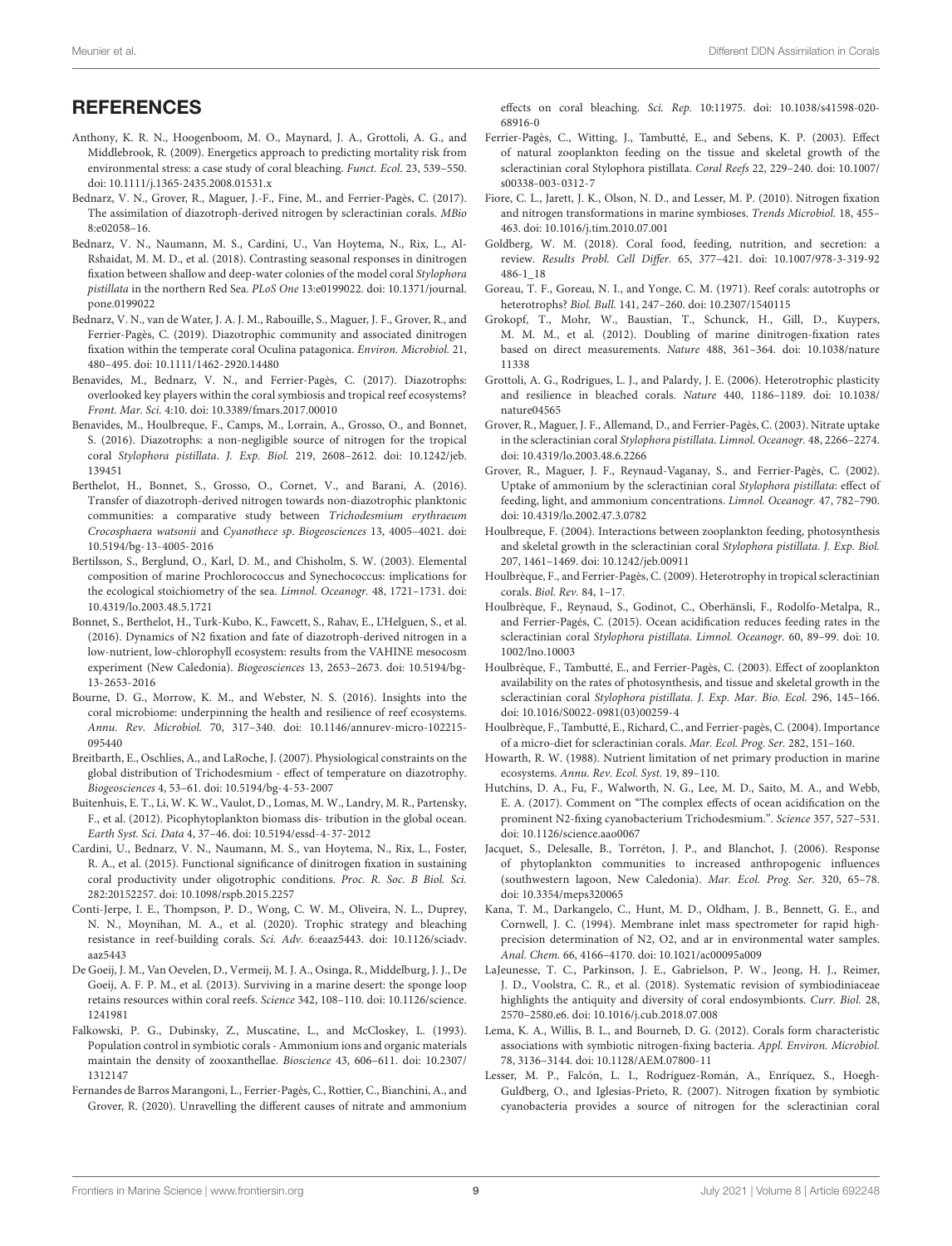## REFERENCES

Anthony, K. R. N., Hoogenboom, M. O., Maynard, J. A., Grottoli, A. G., and Middlebrook, R. (2009). Energetics approach to predicting mortality risk from environmental stress: a case study of coral bleaching. *Funct. Ecol.* 23, 539–550. doi: 10.1111/j.1365-2435.2008.01531.x

Bednarz, V. N., Grover, R., Maguer, J.-F., Fine, M., and Ferrier-Pagès, C. (2017). The assimilation of diazotroph-derived nitrogen by scleractinian corals. *MBio* 8:e02058–16.

Bednarz, V. N., Naumann, M. S., Cardini, U., Van Hoytema, N., Rix, L., Al-Rshaidat, M. M. D., et al. (2018). Contrasting seasonal responses in dinitrogen fixation between shallow and deep-water colonies of the model coral *Stylophora pistillata* in the northern Red Sea. *PLoS One* 13:e0199022. doi: 10.1371/journal.pone.0199022

Bednarz, V. N., van de Water, J. A. J. M., Rabouille, S., Maguer, J. F., Grover, R., and Ferrier-Pagès, C. (2019). Diazotrophic community and associated dinitrogen fixation within the temperate coral Oculina patagonica. *Environ. Microbiol.* 21, 480–495. doi: 10.1111/1462-2920.14480

Benavides, M., Bednarz, V. N., and Ferrier-Pagès, C. (2017). Diazotrophs: overlooked key players within the coral symbiosis and tropical reef ecosystems? *Front. Mar. Sci.* 4:10. doi: 10.3389/fmars.2017.00010

Benavides, M., Houlbreque, F., Camps, M., Lorrain, A., Grosso, O., and Bonnet, S. (2016). Diazotrophs: a non-negligible source of nitrogen for the tropical coral *Stylophora pistillata*. *J. Exp. Biol.* 219, 2608–2612. doi: 10.1242/jeb.139451

Berthelot, H., Bonnet, S., Grosso, O., Cornet, V., and Barani, A. (2016). Transfer of diazotroph-derived nitrogen towards non-diazotrophic planktonic communities: a comparative study between *Trichodesmium erythraeum Crocosphaera watsonii* and *Cyanothece sp*. *Biogeosciences* 13, 4005–4021. doi: 10.5194/bg-13-4005-2016

Bertilsson, S., Berglund, O., Karl, D. M., and Chisholm, S. W. (2003). Elemental composition of marine Prochlorococcus and Synechococcus: implications for the ecological stoichiometry of the sea. *Limnol. Oceanogr.* 48, 1721–1731. doi: 10.4319/lo.2003.48.5.1721

Bonnet, S., Berthelot, H., Turk-Kubo, K., Fawcett, S., Rahav, E., L'Helguen, S., et al. (2016). Dynamics of N2 fixation and fate of diazotroph-derived nitrogen in a low-nutrient, low-chlorophyll ecosystem: results from the VAHINE mesocosm experiment (New Caledonia). *Biogeosciences* 13, 2653–2673. doi: 10.5194/bg-13-2653-2016

Bourne, D. G., Morrow, K. M., and Webster, N. S. (2016). Insights into the coral microbiome: underpinning the health and resilience of reef ecosystems. *Annu. Rev. Microbiol.* 70, 317–340. doi: 10.1146/annurev-micro-102215-095440

Breitbarth, E., Oschlies, A., and LaRoche, J. (2007). Physiological constraints on the global distribution of Trichodesmium - effect of temperature on diazotrophy. *Biogeosciences* 4, 53–61. doi: 10.5194/bg-4-53-2007

Buitenhuis, E. T., Li, W. K. W., Vaulot, D., Lomas, M. W., Landry, M. R., Partensky, F., et al. (2012). Picophytoplankton biomass dis- tribution in the global ocean. *Earth Syst. Sci. Data* 4, 37–46. doi: 10.5194/essd-4-37-2012

Cardini, U., Bednarz, V. N., Naumann, M. S., van Hoytema, N., Rix, L., Foster, R. A., et al. (2015). Functional significance of dinitrogen fixation in sustaining coral productivity under oligotrophic conditions. *Proc. R. Soc. B Biol. Sci.* 282:20152257. doi: 10.1098/rspb.2015.2257

Conti-Jerpe, I. E., Thompson, P. D., Wong, C. W. M., Oliveira, N. L., Duprey, N. N., Moynihan, M. A., et al. (2020). Trophic strategy and bleaching resistance in reef-building corals. *Sci. Adv.* 6:eaaz5443. doi: 10.1126/sciadv.aaz5443

De Goeij, J. M., Van Oevelen, D., Vermeij, M. J. A., Osinga, R., Middelburg, J. J., De Goeij, A. F. P. M., et al. (2013). Surviving in a marine desert: the sponge loop retains resources within coral reefs. *Science* 342, 108–110. doi: 10.1126/science.1241981

Falkowski, P. G., Dubinsky, Z., Muscatine, L., and McCloskey, L. (1993). Population control in symbiotic corals - Ammonium ions and organic materials maintain the density of zooxanthellae. *Bioscience* 43, 606–611. doi: 10.2307/1312147

Fernandes de Barros Marangoni, L., Ferrier-Pagès, C., Rottier, C., Bianchini, A., and Grover, R. (2020). Unravelling the different causes of nitrate and ammonium effects on coral bleaching. *Sci. Rep.* 10:11975. doi: 10.1038/s41598-020-68916-0

Ferrier-Pagès, C., Witting, J., Tambutté, E., and Sebens, K. P. (2003). Effect of natural zooplankton feeding on the tissue and skeletal growth of the scleractinian coral Stylophora pistillata. *Coral Reefs* 22, 229–240. doi: 10.1007/s00338-003-0312-7

Fiore, C. L., Jarett, J. K., Olson, N. D., and Lesser, M. P. (2010). Nitrogen fixation and nitrogen transformations in marine symbioses. *Trends Microbiol.* 18, 455–463. doi: 10.1016/j.tim.2010.07.001

Goldberg, W. M. (2018). Coral food, feeding, nutrition, and secretion: a review. *Results Probl. Cell Differ.* 65, 377–421. doi: 10.1007/978-3-319-92486-1_18

Goreau, T. F., Goreau, N. I., and Yonge, C. M. (1971). Reef corals: autotrophs or heterotrophs? *Biol. Bull.* 141, 247–260. doi: 10.2307/1540115

Grokopf, T., Mohr, W., Baustian, T., Schunck, H., Gill, D., Kuypers, M. M. M., et al. (2012). Doubling of marine dinitrogen-fixation rates based on direct measurements. *Nature* 488, 361–364. doi: 10.1038/nature11338

Grottoli, A. G., Rodrigues, L. J., and Palardy, J. E. (2006). Heterotrophic plasticity and resilience in bleached corals. *Nature* 440, 1186–1189. doi: 10.1038/nature04565

Grover, R., Maguer, J. F., Allemand, D., and Ferrier-Pagès, C. (2003). Nitrate uptake in the scleractinian coral *Stylophora pistillata*. *Limnol. Oceanogr.* 48, 2266–2274. doi: 10.4319/lo.2003.48.6.2266

Grover, R., Maguer, J. F., Reynaud-Vaganay, S., and Ferrier-Pagès, C. (2002). Uptake of ammonium by the scleractinian coral *Stylophora pistillata*: effect of feeding, light, and ammonium concentrations. *Limnol. Oceanogr.* 47, 782–790. doi: 10.4319/lo.2002.47.3.0782

Houlbreque, F. (2004). Interactions between zooplankton feeding, photosynthesis and skeletal growth in the scleractinian coral *Stylophora pistillata*. *J. Exp. Biol.* 207, 1461–1469. doi: 10.1242/jeb.00911

Houlbrèque, F., and Ferrier-Pagès, C. (2009). Heterotrophy in tropical scleractinian corals. *Biol. Rev.* 84, 1–17.

Houlbrèque, F., Reynaud, S., Godinot, C., Oberhänsli, F., Rodolfo-Metalpa, R., and Ferrier-Pagés, C. (2015). Ocean acidification reduces feeding rates in the scleractinian coral *Stylophora pistillata*. *Limnol. Oceanogr.* 60, 89–99. doi: 10.1002/lno.10003

Houlbrèque, F., Tambutté, E., and Ferrier-Pagès, C. (2003). Effect of zooplankton availability on the rates of photosynthesis, and tissue and skeletal growth in the scleractinian coral *Stylophora pistillata*. *J. Exp. Mar. Bio. Ecol.* 296, 145–166. doi: 10.1016/S0022-0981(03)00259-4

Houlbrèque, F., Tambutté, E., Richard, C., and Ferrier-pagès, C. (2004). Importance of a micro-diet for scleractinian corals. *Mar. Ecol. Prog. Ser.* 282, 151–160.

Howarth, R. W. (1988). Nutrient limitation of net primary production in marine ecosystems. *Annu. Rev. Ecol. Syst.* 19, 89–110.

Hutchins, D. A., Fu, F., Walworth, N. G., Lee, M. D., Saito, M. A., and Webb, E. A. (2017). Comment on "The complex effects of ocean acidification on the prominent N2-fixing cyanobacterium Trichodesmium.". *Science* 357, 527–531. doi: 10.1126/science.aao0067

Jacquet, S., Delesalle, B., Torréton, J. P., and Blanchot, J. (2006). Response of phytoplankton communities to increased anthropogenic influences (southwestern lagoon, New Caledonia). *Mar. Ecol. Prog. Ser.* 320, 65–78. doi: 10.3354/meps320065

Kana, T. M., Darkangelo, C., Hunt, M. D., Oldham, J. B., Bennett, G. E., and Cornwell, J. C. (1994). Membrane inlet mass spectrometer for rapid high-precision determination of N2, O2, and ar in environmental water samples. *Anal. Chem.* 66, 4166–4170. doi: 10.1021/ac00095a009

LaJeunesse, T. C., Parkinson, J. E., Gabrielson, P. W., Jeong, H. J., Reimer, J. D., Voolstra, C. R., et al. (2018). Systematic revision of symbiodiniaceae highlights the antiquity and diversity of coral endosymbionts. *Curr. Biol.* 28, 2570–2580.e6. doi: 10.1016/j.cub.2018.07.008

Lema, K. A., Willis, B. L., and Bourneb, D. G. (2012). Corals form characteristic associations with symbiotic nitrogen-fixing bacteria. *Appl. Environ. Microbiol.* 78, 3136–3144. doi: 10.1128/AEM.07800-11

Lesser, M. P., Falcón, L. I., Rodríguez-Román, A., Enríquez, S., Hoegh-Guldberg, O., and Iglesias-Prieto, R. (2007). Nitrogen fixation by symbiotic cyanobacteria provides a source of nitrogen for the scleractinian coral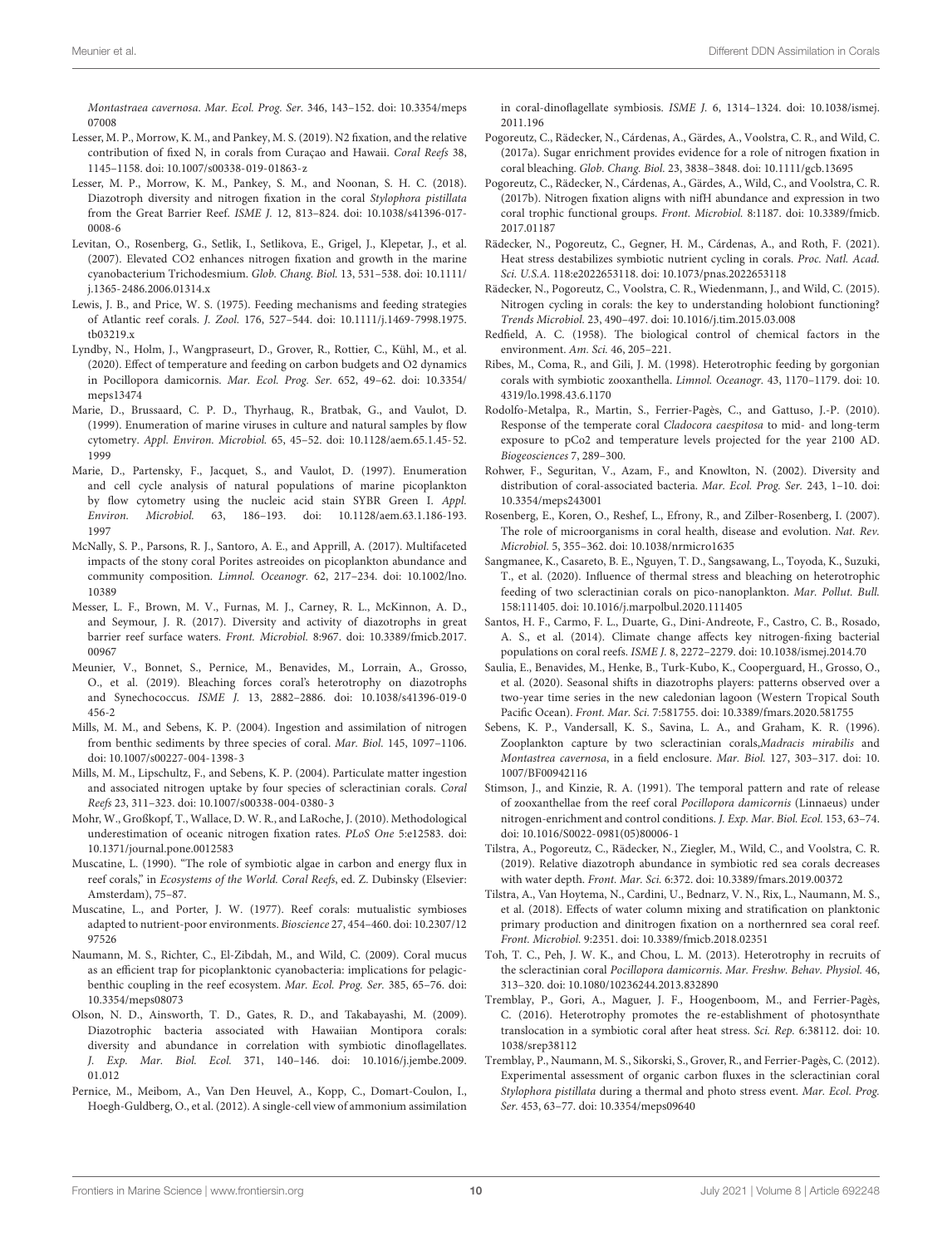*Montastraea cavernosa*. *Mar. Ecol. Prog. Ser.* 346, 143–152. doi: 10.3354/meps07008

Lesser, M. P., Morrow, K. M., and Pankey, M. S. (2019). N2 fixation, and the relative contribution of fixed N, in corals from Curaçao and Hawaii. *Coral Reefs* 38, 1145–1158. doi: 10.1007/s00338-019-01863-z

Lesser, M. P., Morrow, K. M., Pankey, S. M., and Noonan, S. H. C. (2018). Diazotroph diversity and nitrogen fixation in the coral *Stylophora pistillata* from the Great Barrier Reef. *ISME J.* 12, 813–824. doi: 10.1038/s41396-017-0008-6

Levitan, O., Rosenberg, G., Setlik, I., Setlikova, E., Grigel, J., Klepetar, J., et al. (2007). Elevated CO2 enhances nitrogen fixation and growth in the marine cyanobacterium Trichodesmium. *Glob. Chang. Biol.* 13, 531–538. doi: 10.1111/j.1365-2486.2006.01314.x

Lewis, J. B., and Price, W. S. (1975). Feeding mechanisms and feeding strategies of Atlantic reef corals. *J. Zool.* 176, 527–544. doi: 10.1111/j.1469-7998.1975.tb03219.x

Lyndby, N., Holm, J., Wangpraseurt, D., Grover, R., Rottier, C., Kühl, M., et al. (2020). Effect of temperature and feeding on carbon budgets and O2 dynamics in Pocillopora damicornis. *Mar. Ecol. Prog. Ser.* 652, 49–62. doi: 10.3354/meps13474

Marie, D., Brussaard, C. P. D., Thyrhaug, R., Bratbak, G., and Vaulot, D. (1999). Enumeration of marine viruses in culture and natural samples by flow cytometry. *Appl. Environ. Microbiol.* 65, 45–52. doi: 10.1128/aem.65.1.45-52.1999

Marie, D., Partensky, F., Jacquet, S., and Vaulot, D. (1997). Enumeration and cell cycle analysis of natural populations of marine picoplankton by flow cytometry using the nucleic acid stain SYBR Green I. *Appl. Environ. Microbiol.* 63, 186–193. doi: 10.1128/aem.63.1.186-193.1997

McNally, S. P., Parsons, R. J., Santoro, A. E., and Apprill, A. (2017). Multifaceted impacts of the stony coral Porites astreoides on picoplankton abundance and community composition. *Limnol. Oceanogr.* 62, 217–234. doi: 10.1002/lno.10389

Messer, L. F., Brown, M. V., Furnas, M. J., Carney, R. L., McKinnon, A. D., and Seymour, J. R. (2017). Diversity and activity of diazotrophs in great barrier reef surface waters. *Front. Microbiol.* 8:967. doi: 10.3389/fmicb.2017.00967

Meunier, V., Bonnet, S., Pernice, M., Benavides, M., Lorrain, A., Grosso, O., et al. (2019). Bleaching forces coral's heterotrophy on diazotrophs and Synechococcus. *ISME J.* 13, 2882–2886. doi: 10.1038/s41396-019-0456-2

Mills, M. M., and Sebens, K. P. (2004). Ingestion and assimilation of nitrogen from benthic sediments by three species of coral. *Mar. Biol.* 145, 1097–1106. doi: 10.1007/s00227-004-1398-3

Mills, M. M., Lipschultz, F., and Sebens, K. P. (2004). Particulate matter ingestion and associated nitrogen uptake by four species of scleractinian corals. *Coral Reefs* 23, 311–323. doi: 10.1007/s00338-004-0380-3

Mohr, W., Großkopf, T., Wallace, D. W. R., and LaRoche, J. (2010). Methodological underestimation of oceanic nitrogen fixation rates. *PLoS One* 5:e12583. doi: 10.1371/journal.pone.0012583

Muscatine, L. (1990). "The role of symbiotic algae in carbon and energy flux in reef corals," in *Ecosystems of the World. Coral Reefs*, ed. Z. Dubinsky (Elsevier: Amsterdam), 75–87.

Muscatine, L., and Porter, J. W. (1977). Reef corals: mutualistic symbioses adapted to nutrient-poor environments. *Bioscience* 27, 454–460. doi: 10.2307/1297526

Naumann, M. S., Richter, C., El-Zibdah, M., and Wild, C. (2009). Coral mucus as an efficient trap for picoplanktonic cyanobacteria: implications for pelagic-benthic coupling in the reef ecosystem. *Mar. Ecol. Prog. Ser.* 385, 65–76. doi: 10.3354/meps08073

Olson, N. D., Ainsworth, T. D., Gates, R. D., and Takabayashi, M. (2009). Diazotrophic bacteria associated with Hawaiian Montipora corals: diversity and abundance in correlation with symbiotic dinoflagellates. *J. Exp. Mar. Biol. Ecol.* 371, 140–146. doi: 10.1016/j.jembe.2009.01.012

Pernice, M., Meibom, A., Van Den Heuvel, A., Kopp, C., Domart-Coulon, I., Hoegh-Guldberg, O., et al. (2012). A single-cell view of ammonium assimilation in coral-dinoflagellate symbiosis. *ISME J.* 6, 1314–1324. doi: 10.1038/ismej.2011.196

Pogoreutz, C., Rädecker, N., Cárdenas, A., Gärdes, A., Voolstra, C. R., and Wild, C. (2017a). Sugar enrichment provides evidence for a role of nitrogen fixation in coral bleaching. *Glob. Chang. Biol.* 23, 3838–3848. doi: 10.1111/gcb.13695

Pogoreutz, C., Rädecker, N., Cárdenas, A., Gärdes, A., Wild, C., and Voolstra, C. R. (2017b). Nitrogen fixation aligns with nifH abundance and expression in two coral trophic functional groups. *Front. Microbiol.* 8:1187. doi: 10.3389/fmicb.2017.01187

Rädecker, N., Pogoreutz, C., Gegner, H. M., Cárdenas, A., and Roth, F. (2021). Heat stress destabilizes symbiotic nutrient cycling in corals. *Proc. Natl. Acad. Sci. U.S.A.* 118:e2022653118. doi: 10.1073/pnas.2022653118

Rädecker, N., Pogoreutz, C., Voolstra, C. R., Wiedenmann, J., and Wild, C. (2015). Nitrogen cycling in corals: the key to understanding holobiont functioning? *Trends Microbiol.* 23, 490–497. doi: 10.1016/j.tim.2015.03.008

Redfield, A. C. (1958). The biological control of chemical factors in the environment. *Am. Sci.* 46, 205–221.

Ribes, M., Coma, R., and Gili, J. M. (1998). Heterotrophic feeding by gorgonian corals with symbiotic zooxanthella. *Limnol. Oceanogr.* 43, 1170–1179. doi: 10.4319/lo.1998.43.6.1170

Rodolfo-Metalpa, R., Martin, S., Ferrier-Pagès, C., and Gattuso, J.-P. (2010). Response of the temperate coral *Cladocora caespitosa* to mid- and long-term exposure to pCo2 and temperature levels projected for the year 2100 AD. *Biogeosciences* 7, 289–300.

Rohwer, F., Seguritan, V., Azam, F., and Knowlton, N. (2002). Diversity and distribution of coral-associated bacteria. *Mar. Ecol. Prog. Ser.* 243, 1–10. doi: 10.3354/meps243001

Rosenberg, E., Koren, O., Reshef, L., Efrony, R., and Zilber-Rosenberg, I. (2007). The role of microorganisms in coral health, disease and evolution. *Nat. Rev. Microbiol.* 5, 355–362. doi: 10.1038/nrmicro1635

Sangmanee, K., Casareto, B. E., Nguyen, T. D., Sangsawang, L., Toyoda, K., Suzuki, T., et al. (2020). Influence of thermal stress and bleaching on heterotrophic feeding of two scleractinian corals on pico-nanoplankton. *Mar. Pollut. Bull.* 158:111405. doi: 10.1016/j.marpolbul.2020.111405

Santos, H. F., Carmo, F. L., Duarte, G., Dini-Andreote, F., Castro, C. B., Rosado, A. S., et al. (2014). Climate change affects key nitrogen-fixing bacterial populations on coral reefs. *ISME J.* 8, 2272–2279. doi: 10.1038/ismej.2014.70

Saulia, E., Benavides, M., Henke, B., Turk-Kubo, K., Cooperguard, H., Grosso, O., et al. (2020). Seasonal shifts in diazotrophs players: patterns observed over a two-year time series in the new caledonian lagoon (Western Tropical South Pacific Ocean). *Front. Mar. Sci.* 7:581755. doi: 10.3389/fmars.2020.581755

Sebens, K. P., Vandersall, K. S., Savina, L. A., and Graham, K. R. (1996). Zooplankton capture by two scleractinian corals,*Madracis mirabilis* and *Montastrea cavernosa*, in a field enclosure. *Mar. Biol.* 127, 303–317. doi: 10.1007/BF00942116

Stimson, J., and Kinzie, R. A. (1991). The temporal pattern and rate of release of zooxanthellae from the reef coral *Pocillopora damicornis* (Linnaeus) under nitrogen-enrichment and control conditions. *J. Exp. Mar. Biol. Ecol.* 153, 63–74. doi: 10.1016/S0022-0981(05)80006-1

Tilstra, A., Pogoreutz, C., Rädecker, N., Ziegler, M., Wild, C., and Voolstra, C. R. (2019). Relative diazotroph abundance in symbiotic red sea corals decreases with water depth. *Front. Mar. Sci.* 6:372. doi: 10.3389/fmars.2019.00372

Tilstra, A., Van Hoytema, N., Cardini, U., Bednarz, V. N., Rix, L., Naumann, M. S., et al. (2018). Effects of water column mixing and stratification on planktonic primary production and dinitrogen fixation on a northernred sea coral reef. *Front. Microbiol.* 9:2351. doi: 10.3389/fmicb.2018.02351

Toh, T. C., Peh, J. W. K., and Chou, L. M. (2013). Heterotrophy in recruits of the scleractinian coral *Pocillopora damicornis*. *Mar. Freshw. Behav. Physiol.* 46, 313–320. doi: 10.1080/10236244.2013.832890

Tremblay, P., Gori, A., Maguer, J. F., Hoogenboom, M., and Ferrier-Pagès, C. (2016). Heterotrophy promotes the re-establishment of photosynthate translocation in a symbiotic coral after heat stress. *Sci. Rep.* 6:38112. doi: 10.1038/srep38112

Tremblay, P., Naumann, M. S., Sikorski, S., Grover, R., and Ferrier-Pagès, C. (2012). Experimental assessment of organic carbon fluxes in the scleractinian coral *Stylophora pistillata* during a thermal and photo stress event. *Mar. Ecol. Prog. Ser.* 453, 63–77. doi: 10.3354/meps09640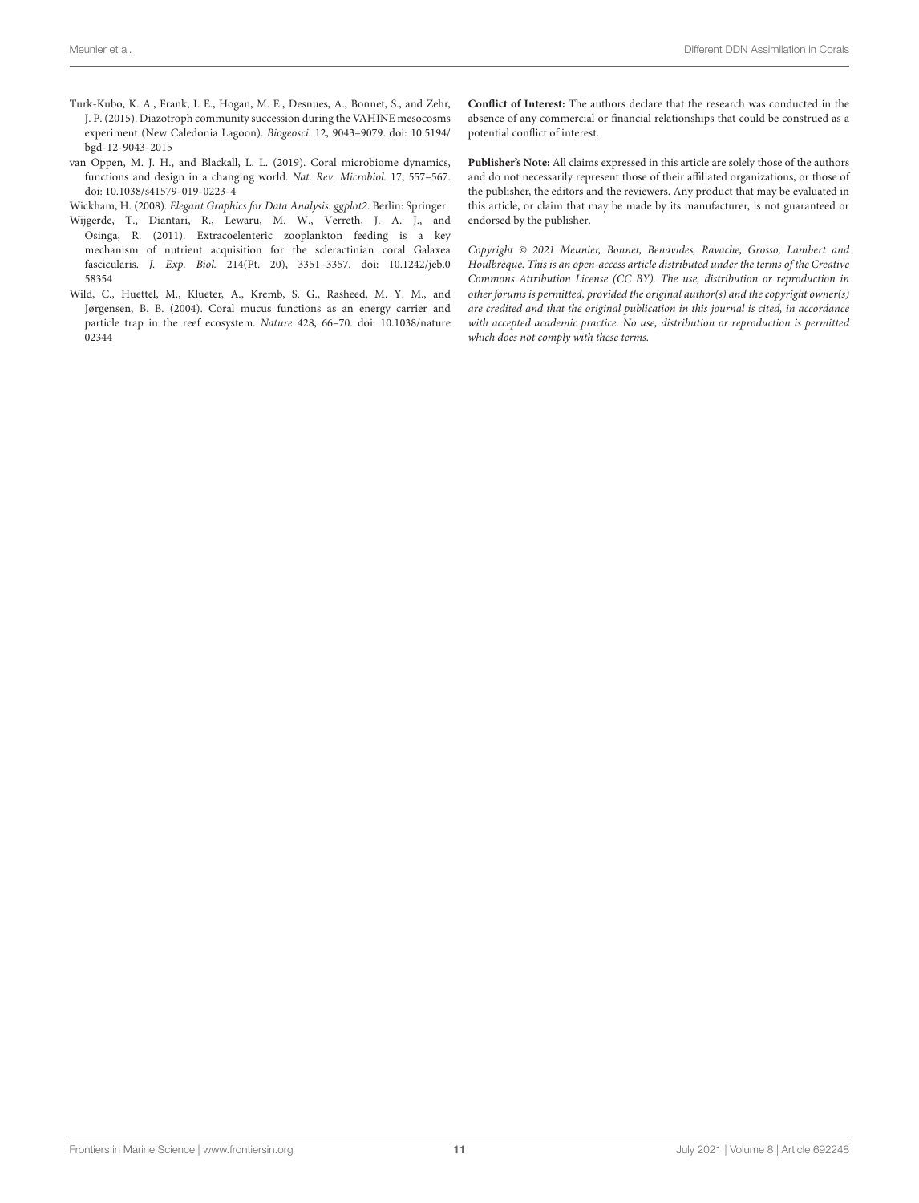Turk-Kubo, K. A., Frank, I. E., Hogan, M. E., Desnues, A., Bonnet, S., and Zehr, J. P. (2015). Diazotroph community succession during the VAHINE mesocosms experiment (New Caledonia Lagoon). *Biogeosci.* 12, 9043–9079. doi: 10.5194/bgd-12-9043-2015

van Oppen, M. J. H., and Blackall, L. L. (2019). Coral microbiome dynamics, functions and design in a changing world. *Nat. Rev. Microbiol.* 17, 557–567. doi: 10.1038/s41579-019-0223-4

Wickham, H. (2008). *Elegant Graphics for Data Analysis: ggplot2.* Berlin: Springer.

Wijgerde, T., Diantari, R., Lewaru, M. W., Verreth, J. A. J., and Osinga, R. (2011). Extracoelenteric zooplankton feeding is a key mechanism of nutrient acquisition for the scleractinian coral Galaxea fascicularis. *J. Exp. Biol.* 214(Pt. 20), 3351–3357. doi: 10.1242/jeb.058354

Wild, C., Huettel, M., Klueter, A., Kremb, S. G., Rasheed, M. Y. M., and Jørgensen, B. B. (2004). Coral mucus functions as an energy carrier and particle trap in the reef ecosystem. *Nature* 428, 66–70. doi: 10.1038/nature02344

**Conflict of Interest:** The authors declare that the research was conducted in the absence of any commercial or financial relationships that could be construed as a potential conflict of interest.

**Publisher's Note:** All claims expressed in this article are solely those of the authors and do not necessarily represent those of their affiliated organizations, or those of the publisher, the editors and the reviewers. Any product that may be evaluated in this article, or claim that may be made by its manufacturer, is not guaranteed or endorsed by the publisher.

*Copyright © 2021 Meunier, Bonnet, Benavides, Ravache, Grosso, Lambert and Houlbrèque. This is an open-access article distributed under the terms of the Creative Commons Attribution License (CC BY). The use, distribution or reproduction in other forums is permitted, provided the original author(s) and the copyright owner(s) are credited and that the original publication in this journal is cited, in accordance with accepted academic practice. No use, distribution or reproduction is permitted which does not comply with these terms.*